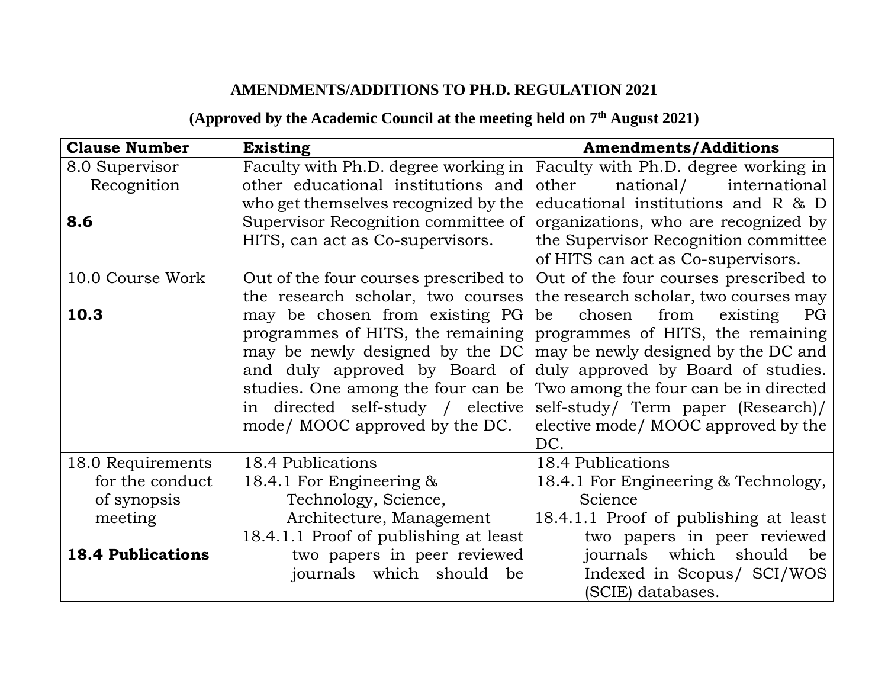**AMENDMENTS/ADDITIONS TO PH.D. REGULATION 2021**

**(Approved by the Academic Council at the meeting held on 7th August 2021)**

| Clause Number | Existing | Amendments/Additions |
|---|---|---|
| 8.0 Supervisor Recognition<br><br>**8.6** | Faculty with Ph.D. degree working in other educational institutions and who get themselves recognized by the Supervisor Recognition committee of HITS, can act as Co-supervisors. | Faculty with Ph.D. degree working in other national/ international educational institutions and R & D organizations, who are recognized by the Supervisor Recognition committee of HITS can act as Co-supervisors. |
| 10.0 Course Work<br><br>**10.3** | Out of the four courses prescribed to the research scholar, two courses may be chosen from existing PG programmes of HITS, the remaining may be newly designed by the DC and duly approved by Board of studies. One among the four can be in directed self-study / elective mode/ MOOC approved by the DC. | Out of the four courses prescribed to the research scholar, two courses may be chosen from existing PG programmes of HITS, the remaining may be newly designed by the DC and duly approved by Board of studies. Two among the four can be in directed self-study/ Term paper (Research)/ elective mode/ MOOC approved by the DC. |
| 18.0 Requirements for the conduct of synopsis meeting<br><br>**18.4 Publications** | 18.4 Publications<br>18.4.1 For Engineering & Technology, Science, Architecture, Management<br>18.4.1.1 Proof of publishing at least two papers in peer reviewed journals which should be | 18.4 Publications<br>18.4.1 For Engineering & Technology, Science<br>18.4.1.1 Proof of publishing at least two papers in peer reviewed journals which should be Indexed in Scopus/ SCI/WOS (SCIE) databases. |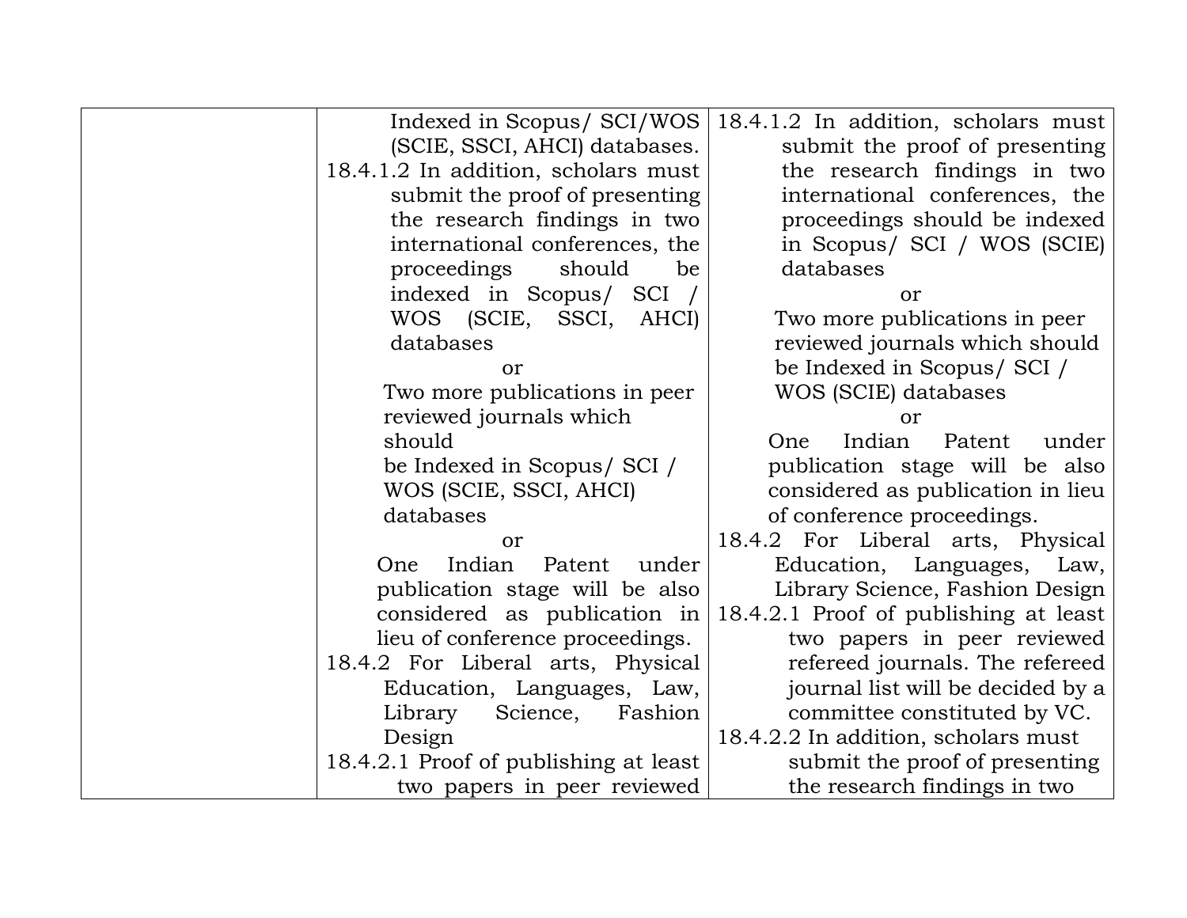| | | |
|---|---|---|
| | Indexed in Scopus/ SCI/WOS (SCIE, SSCI, AHCI) databases.<br>18.4.1.2 In addition, scholars must submit the proof of presenting the research findings in two international conferences, the proceedings should be indexed in Scopus/ SCI / WOS (SCIE, SSCI, AHCI) databases<br>or<br>Two more publications in peer reviewed journals which should be Indexed in Scopus/ SCI / WOS (SCIE, SSCI, AHCI) databases<br>or<br>One Indian Patent under publication stage will be also considered as publication in lieu of conference proceedings.<br>18.4.2 For Liberal arts, Physical Education, Languages, Law, Library Science, Fashion Design<br>18.4.2.1 Proof of publishing at least two papers in peer reviewed | 18.4.1.2 In addition, scholars must submit the proof of presenting the research findings in two international conferences, the proceedings should be indexed in Scopus/ SCI / WOS (SCIE) databases<br>or<br>Two more publications in peer reviewed journals which should be Indexed in Scopus/ SCI / WOS (SCIE) databases<br>or<br>One Indian Patent under publication stage will be also considered as publication in lieu of conference proceedings.<br>18.4.2 For Liberal arts, Physical Education, Languages, Law, Library Science, Fashion Design<br>18.4.2.1 Proof of publishing at least two papers in peer reviewed refereed journals. The refereed journal list will be decided by a committee constituted by VC.<br>18.4.2.2 In addition, scholars must submit the proof of presenting the research findings in two |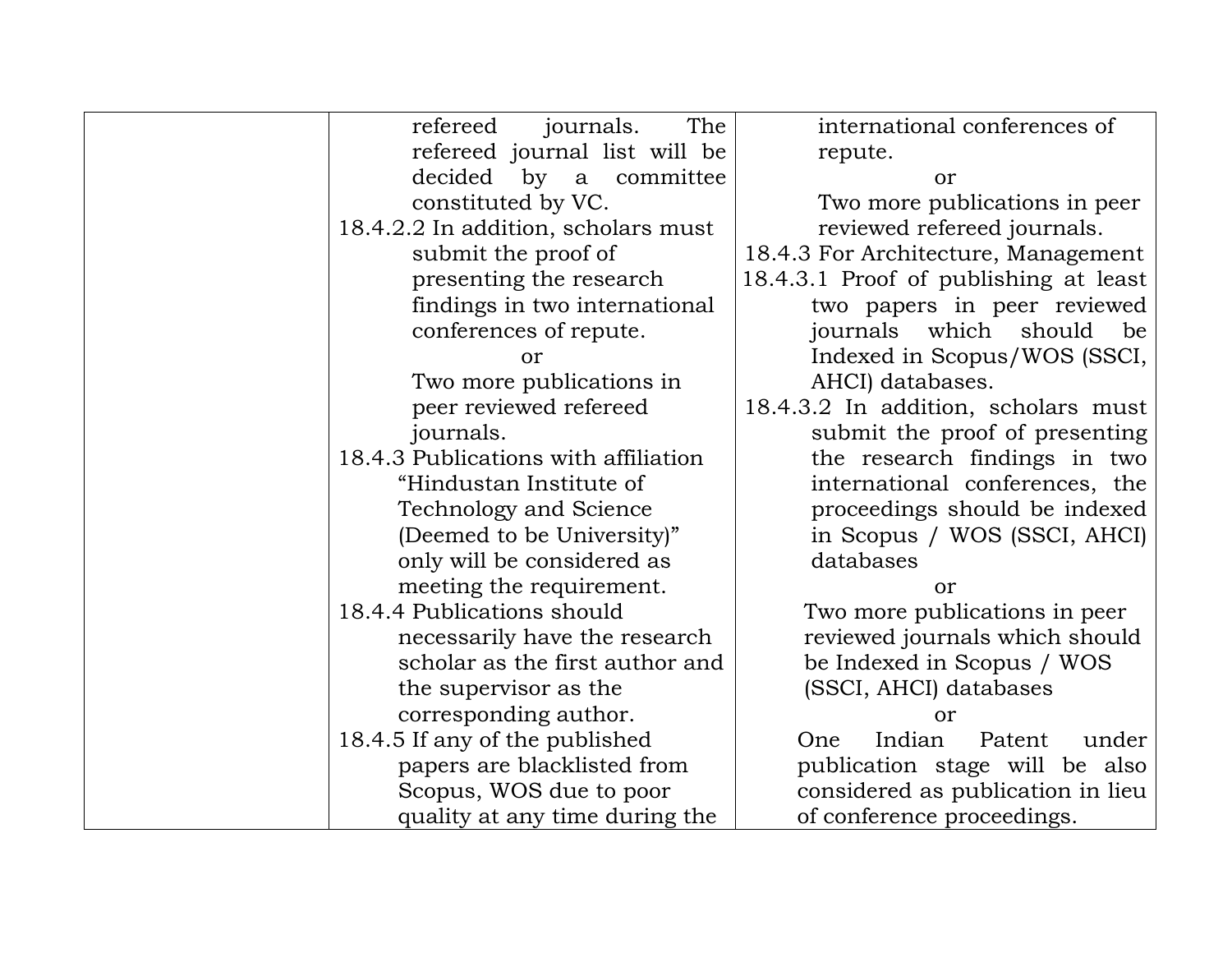| | | |
|---|---|---|
| | refereed journals. The refereed journal list will be decided by a committee constituted by VC.<br>18.4.2.2 In addition, scholars must submit the proof of presenting the research findings in two international conferences of repute.<br>or<br>Two more publications in peer reviewed refereed journals.<br>18.4.3 Publications with affiliation “Hindustan Institute of Technology and Science (Deemed to be University)” only will be considered as meeting the requirement.<br>18.4.4 Publications should necessarily have the research scholar as the first author and the supervisor as the corresponding author.<br>18.4.5 If any of the published papers are blacklisted from Scopus, WOS due to poor quality at any time during the | international conferences of repute.<br>or<br>Two more publications in peer reviewed refereed journals.<br>18.4.3 For Architecture, Management<br>18.4.3.1 Proof of publishing at least two papers in peer reviewed journals which should be Indexed in Scopus/WOS (SSCI, AHCI) databases.<br>18.4.3.2 In addition, scholars must submit the proof of presenting the research findings in two international conferences, the proceedings should be indexed in Scopus / WOS (SSCI, AHCI) databases<br>or<br>Two more publications in peer reviewed journals which should be Indexed in Scopus / WOS (SSCI, AHCI) databases<br>or<br>One Indian Patent under publication stage will be also considered as publication in lieu of conference proceedings. |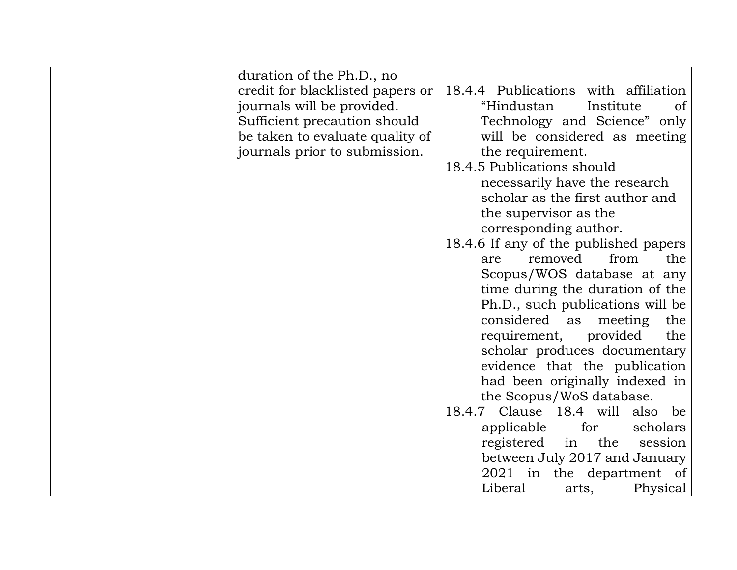| | | |
|---|---|---|
| | duration of the Ph.D., no credit for blacklisted papers or journals will be provided. Sufficient precaution should be taken to evaluate quality of journals prior to submission. | 18.4.4 Publications with affiliation “Hindustan Institute of Technology and Science” only will be considered as meeting the requirement.<br>18.4.5 Publications should necessarily have the research scholar as the first author and the supervisor as the corresponding author.<br>18.4.6 If any of the published papers are removed from the Scopus/WOS database at any time during the duration of the Ph.D., such publications will be considered as meeting the requirement, provided the scholar produces documentary evidence that the publication had been originally indexed in the Scopus/WoS database.<br>18.4.7 Clause 18.4 will also be applicable for scholars registered in the session between July 2017 and January 2021 in the department of Liberal arts, Physical |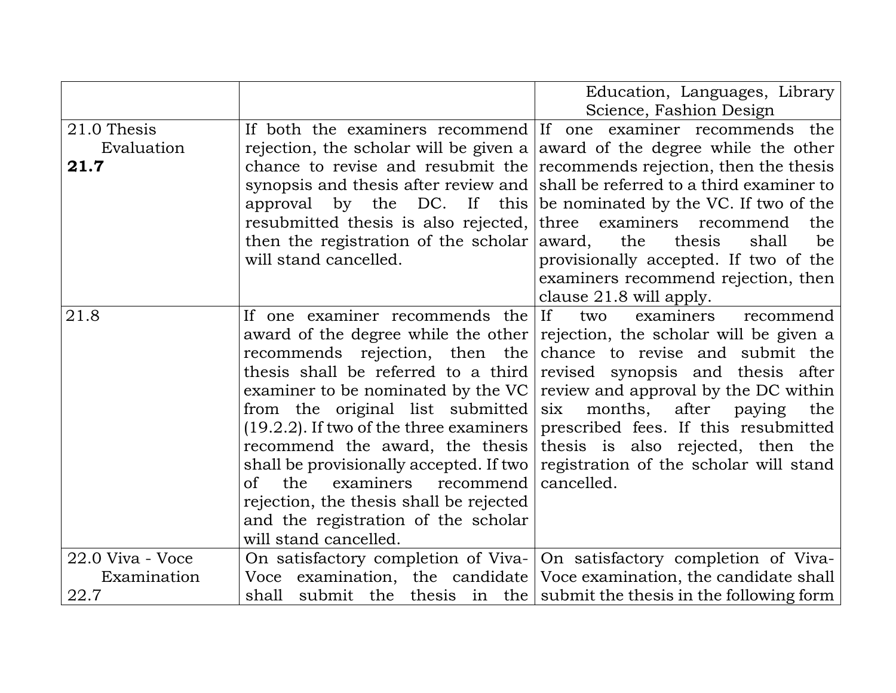| | | |
|---|---|---|
| | | Education, Languages, Library Science, Fashion Design |
| 21.0 Thesis Evaluation **21.7** | If both the examiners recommend rejection, the scholar will be given a chance to revise and resubmit the synopsis and thesis after review and approval by the DC. If this resubmitted thesis is also rejected, then the registration of the scholar will stand cancelled. | If one examiner recommends the award of the degree while the other recommends rejection, then the thesis shall be referred to a third examiner to be nominated by the VC. If two of the three examiners recommend the award, the thesis shall be provisionally accepted. If two of the examiners recommend rejection, then clause 21.8 will apply. |
| 21.8 | If one examiner recommends the award of the degree while the other recommends rejection, then the thesis shall be referred to a third examiner to be nominated by the VC from the original list submitted (19.2.2). If two of the three examiners recommend the award, the thesis shall be provisionally accepted. If two of the examiners recommend rejection, the thesis shall be rejected and the registration of the scholar will stand cancelled. | If two examiners recommend rejection, the scholar will be given a chance to revise and submit the revised synopsis and thesis after review and approval by the DC within six months, after paying the prescribed fees. If this resubmitted thesis is also rejected, then the registration of the scholar will stand cancelled. |
| 22.0 Viva - Voce Examination 22.7 | On satisfactory completion of Viva-Voce examination, the candidate shall submit the thesis in the | On satisfactory completion of Viva-Voce examination, the candidate shall submit the thesis in the following form |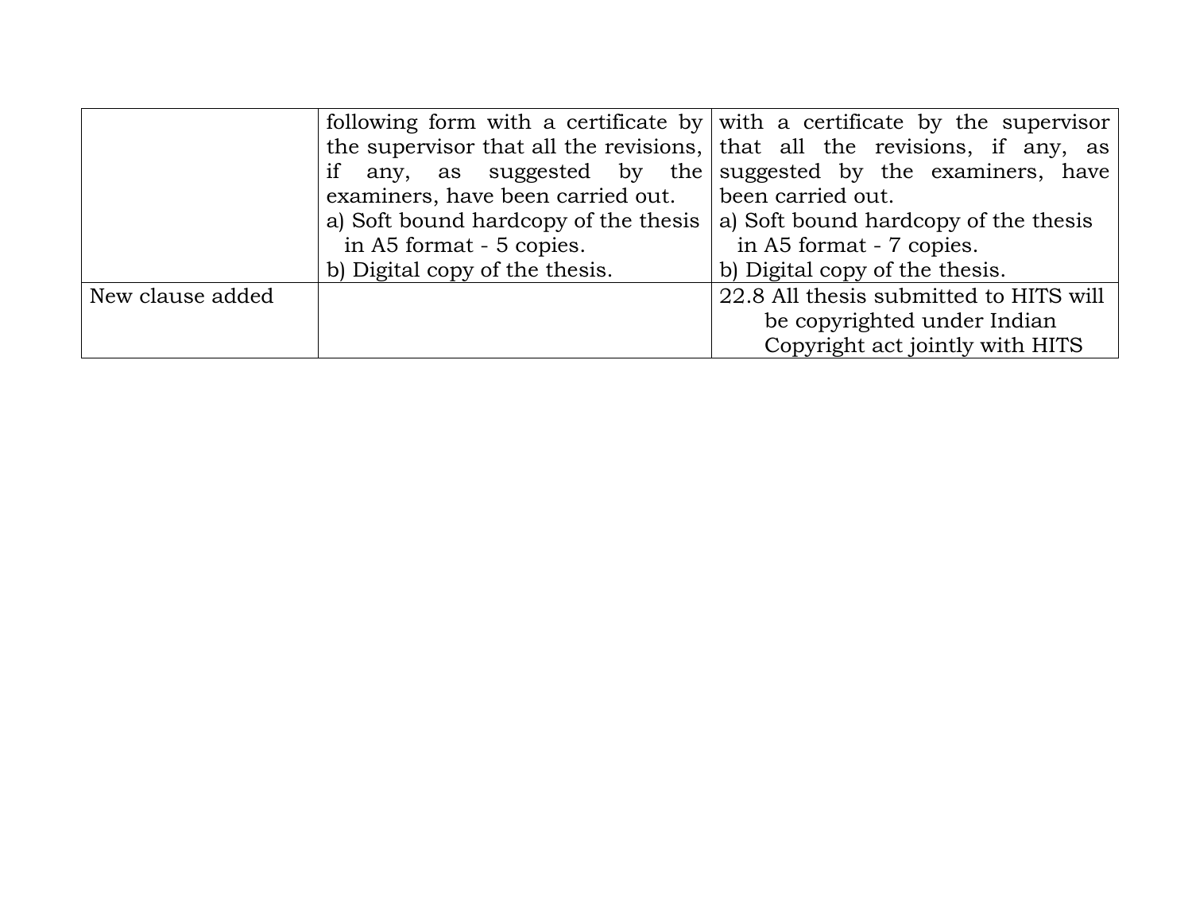| | | |
|---|---|---|
| | following form with a certificate by the supervisor that all the revisions, if any, as suggested by the examiners, have been carried out.<br>a) Soft bound hardcopy of the thesis in A5 format - 5 copies.<br>b) Digital copy of the thesis. | with a certificate by the supervisor that all the revisions, if any, as suggested by the examiners, have been carried out.<br>a) Soft bound hardcopy of the thesis in A5 format - 7 copies.<br>b) Digital copy of the thesis. |
| New clause added | | 22.8 All thesis submitted to HITS will be copyrighted under Indian Copyright act jointly with HITS |